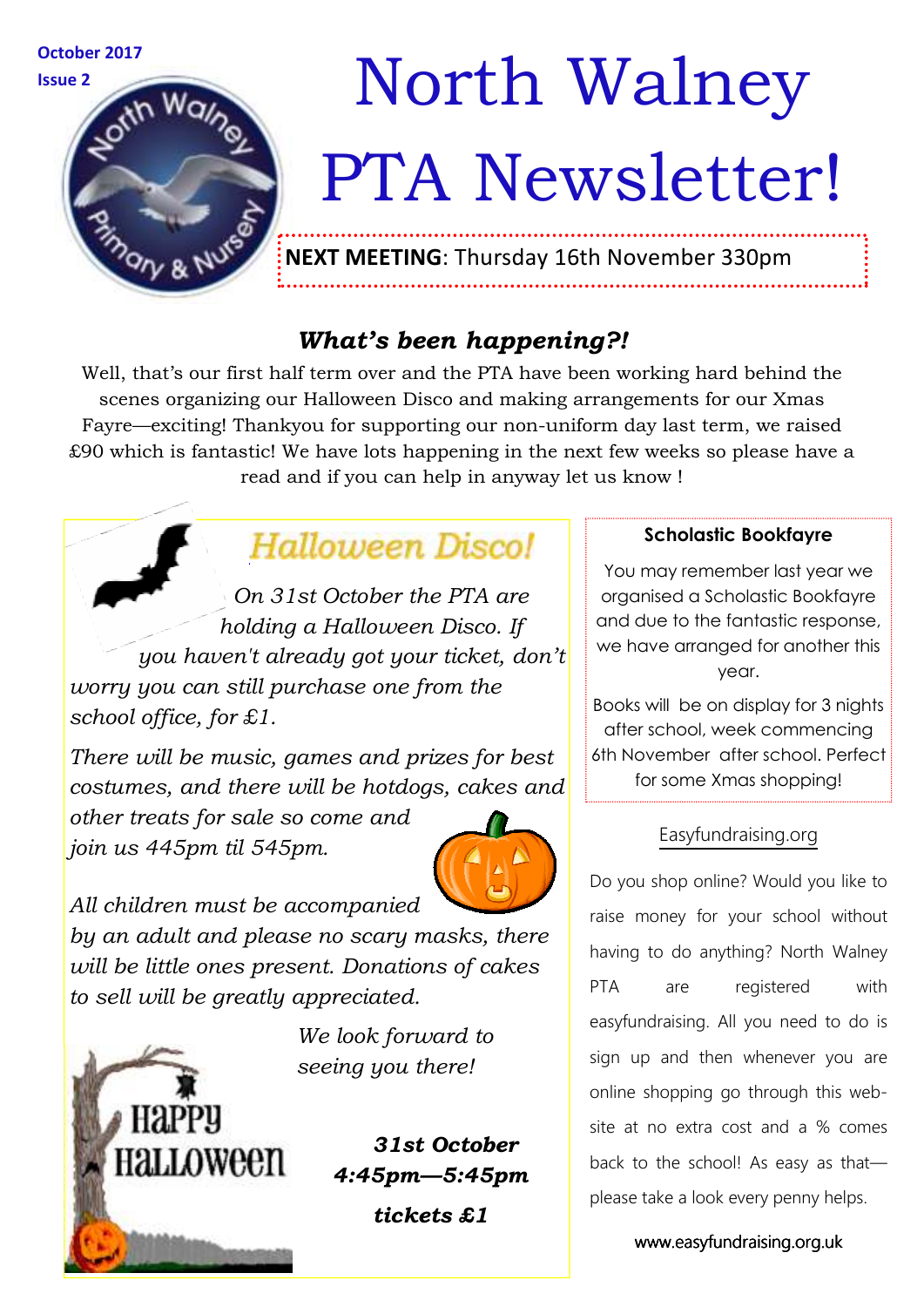**October 2017**
**Issue 2**

# North Walney PTA Newsletter!

**NEXT MEETING**: Thursday 16th November 330pm

## *What's been happening?!*

Well, that's our first half term over and the PTA have been working hard behind the scenes organizing our Halloween Disco and making arrangements for our Xmas Fayre—exciting! Thankyou for supporting our non-uniform day last term, we raised £90 which is fantastic! We have lots happening in the next few weeks so please have a read and if you can help in anyway let us know !

## Halloween Disco!

*On 31st October the PTA are holding a Halloween Disco. If you haven't already got your ticket, don't worry you can still purchase one from the school office, for £1.*

*There will be music, games and prizes for best costumes, and there will be hotdogs, cakes and other treats for sale so come and join us 445pm til 545pm.*

*All children must be accompanied by an adult and please no scary masks, there will be little ones present. Donations of cakes to sell will be greatly appreciated.*

*We look forward to seeing you there!*

***31st October***
***4:45pm—5:45pm***
***tickets £1***

### Scholastic Bookfayre

You may remember last year we organised a Scholastic Bookfayre and due to the fantastic response, we have arranged for another this year.

Books will be on display for 3 nights after school, week commencing 6th November after school. Perfect for some Xmas shopping!

### Easyfundraising.org

Do you shop online? Would you like to raise money for your school without having to do anything? North Walney PTA are registered with easyfundraising. All you need to do is sign up and then whenever you are online shopping go through this web-site at no extra cost and a % comes back to the school! As easy as that—please take a look every penny helps.

www.easyfundraising.org.uk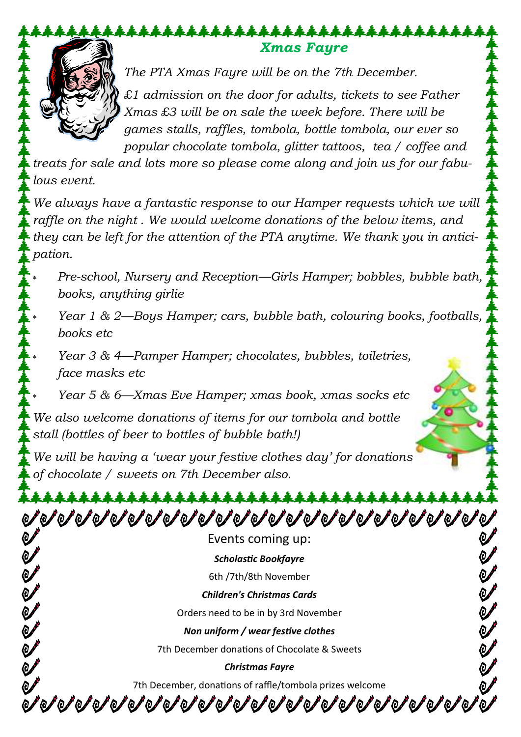## *Xmas Fayre*

*The PTA Xmas Fayre will be on the 7th December.*

*£1 admission on the door for adults, tickets to see Father Xmas £3 will be on sale the week before. There will be games stalls, raffles, tombola, bottle tombola, our ever so popular chocolate tombola, glitter tattoos, tea / coffee and treats for sale and lots more so please come along and join us for our fabulous event.*

*We always have a fantastic response to our Hamper requests which we will raffle on the night . We would welcome donations of the below items, and they can be left for the attention of the PTA anytime. We thank you in anticipation.*

- *Pre-school, Nursery and Reception—Girls Hamper; bobbles, bubble bath, books, anything girlie*
- *Year 1 & 2—Boys Hamper; cars, bubble bath, colouring books, footballs, books etc*
- *Year 3 & 4—Pamper Hamper; chocolates, bubbles, toiletries, face masks etc*
- *Year 5 & 6—Xmas Eve Hamper; xmas book, xmas socks etc*

*We also welcome donations of items for our tombola and bottle stall (bottles of beer to bottles of bubble bath!)*

*We will be having a 'wear your festive clothes day' for donations of chocolate / sweets on 7th December also.*

Events coming up:

***Scholastic Bookfayre***

6th /7th/8th November

***Children's Christmas Cards***

Orders need to be in by 3rd November

***Non uniform / wear festive clothes***

7th December donations of Chocolate & Sweets

***Christmas Fayre***

7th December, donations of raffle/tombola prizes welcome